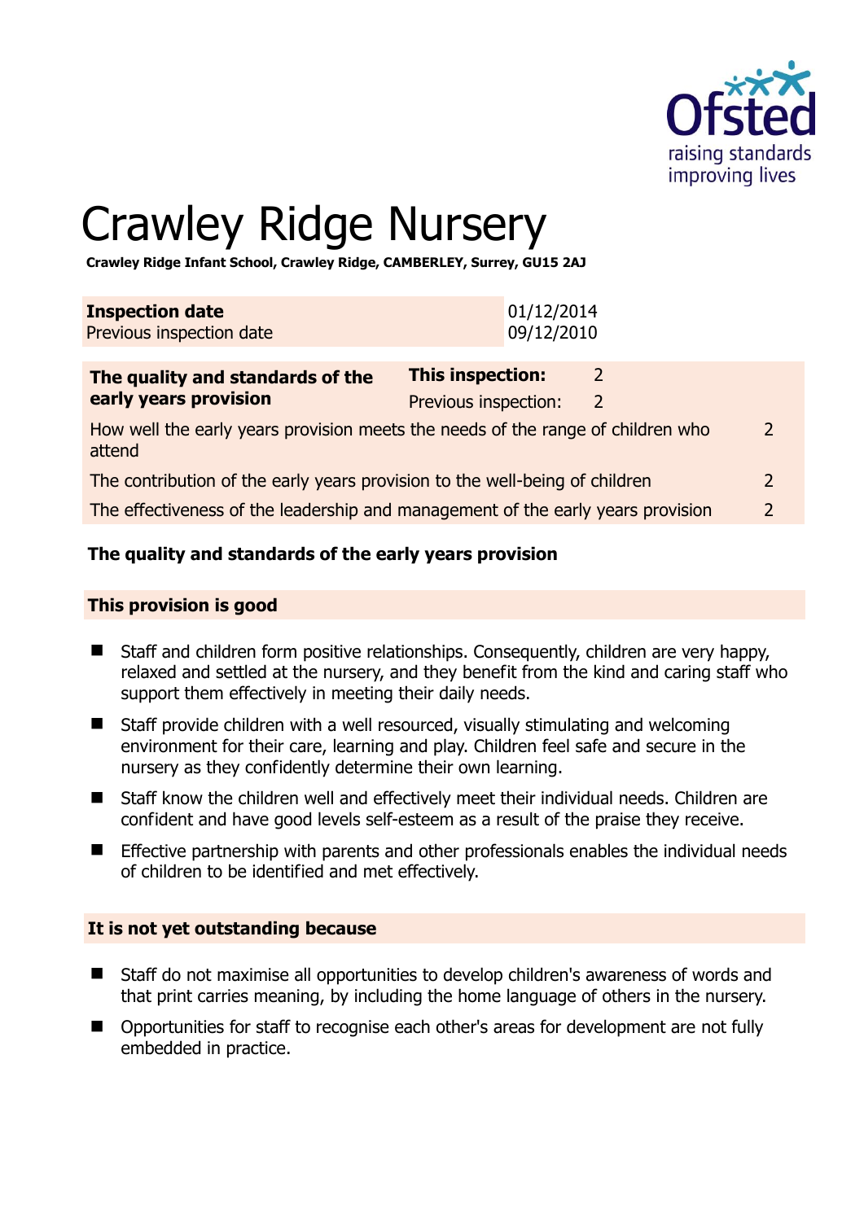# Crawley Ridge Nursery

**Crawley Ridge Infant School, Crawley Ridge, CAMBERLEY, Surrey, GU15 2AJ**

| **Inspection date** | 01/12/2014 |
|---|---|
| Previous inspection date | 09/12/2010 |

| **The quality and standards of the early years provision** | **This inspection:** | 2 |
|---|---|---|
| | Previous inspection: | 2 |
| How well the early years provision meets the needs of the range of children who attend | | 2 |
| The contribution of the early years provision to the well-being of children | | 2 |
| The effectiveness of the leadership and management of the early years provision | | 2 |

## The quality and standards of the early years provision

### This provision is good

- Staff and children form positive relationships. Consequently, children are very happy, relaxed and settled at the nursery, and they benefit from the kind and caring staff who support them effectively in meeting their daily needs.
- Staff provide children with a well resourced, visually stimulating and welcoming environment for their care, learning and play. Children feel safe and secure in the nursery as they confidently determine their own learning.
- Staff know the children well and effectively meet their individual needs. Children are confident and have good levels self-esteem as a result of the praise they receive.
- Effective partnership with parents and other professionals enables the individual needs of children to be identified and met effectively.

### It is not yet outstanding because

- Staff do not maximise all opportunities to develop children's awareness of words and that print carries meaning, by including the home language of others in the nursery.
- Opportunities for staff to recognise each other's areas for development are not fully embedded in practice.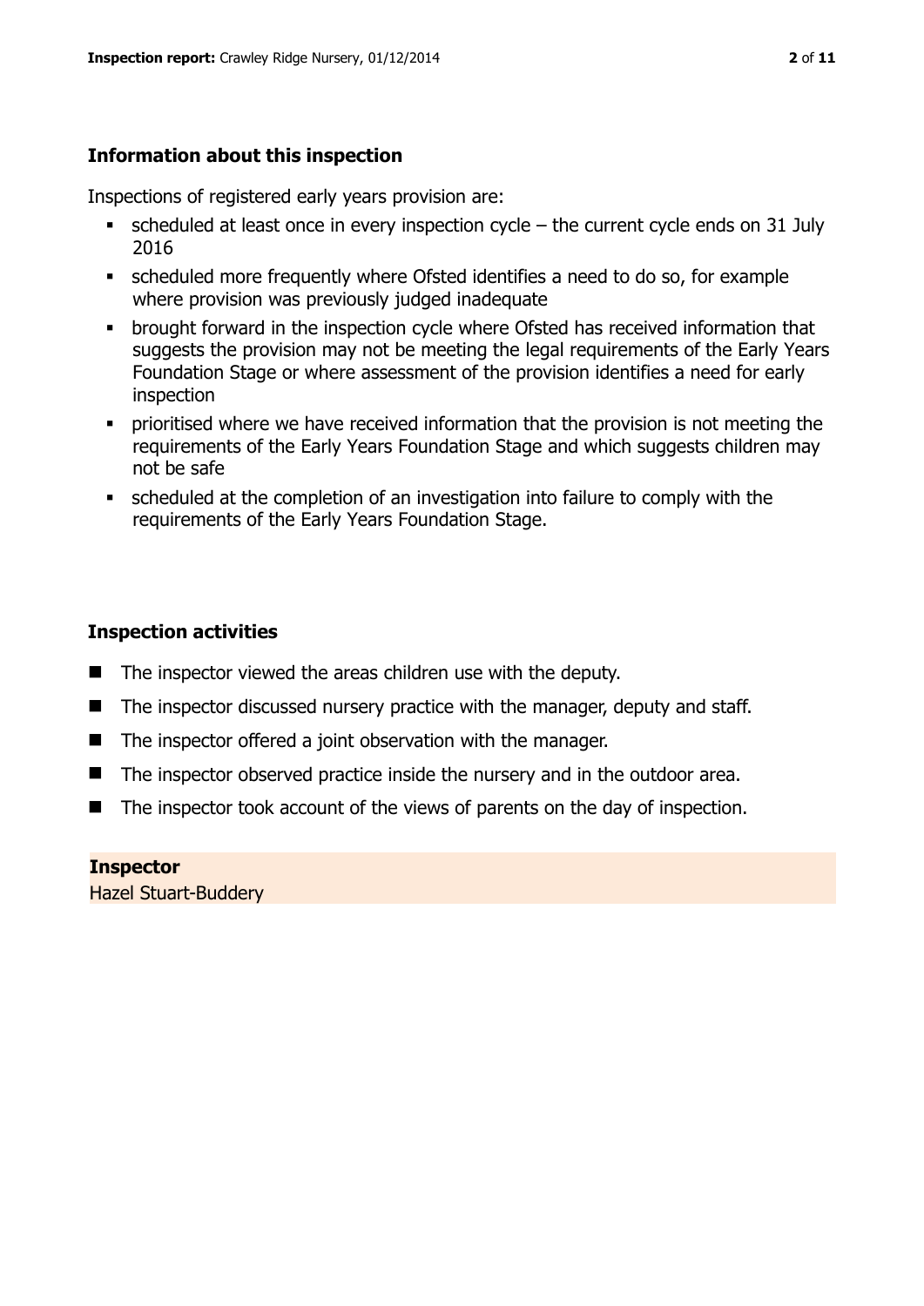## Information about this inspection

Inspections of registered early years provision are:

- scheduled at least once in every inspection cycle – the current cycle ends on 31 July 2016
- scheduled more frequently where Ofsted identifies a need to do so, for example where provision was previously judged inadequate
- brought forward in the inspection cycle where Ofsted has received information that suggests the provision may not be meeting the legal requirements of the Early Years Foundation Stage or where assessment of the provision identifies a need for early inspection
- prioritised where we have received information that the provision is not meeting the requirements of the Early Years Foundation Stage and which suggests children may not be safe
- scheduled at the completion of an investigation into failure to comply with the requirements of the Early Years Foundation Stage.

## Inspection activities

- The inspector viewed the areas children use with the deputy.
- The inspector discussed nursery practice with the manager, deputy and staff.
- The inspector offered a joint observation with the manager.
- The inspector observed practice inside the nursery and in the outdoor area.
- The inspector took account of the views of parents on the day of inspection.

**Inspector**

Hazel Stuart-Buddery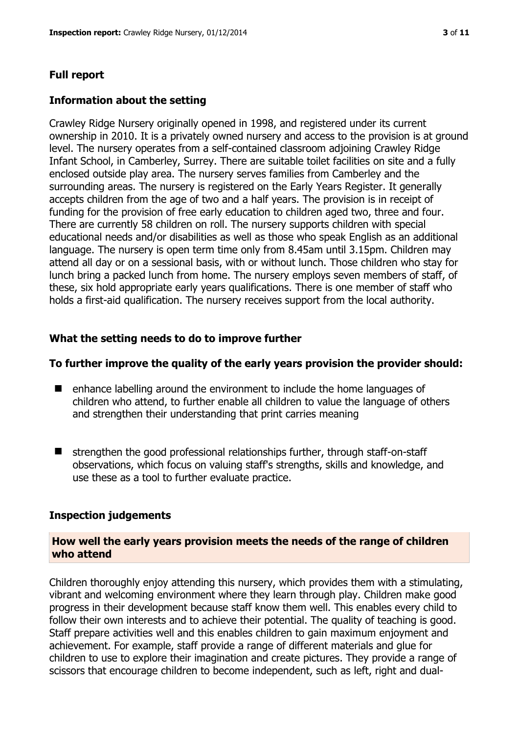## Full report

### Information about the setting

Crawley Ridge Nursery originally opened in 1998, and registered under its current ownership in 2010. It is a privately owned nursery and access to the provision is at ground level. The nursery operates from a self-contained classroom adjoining Crawley Ridge Infant School, in Camberley, Surrey. There are suitable toilet facilities on site and a fully enclosed outside play area. The nursery serves families from Camberley and the surrounding areas. The nursery is registered on the Early Years Register. It generally accepts children from the age of two and a half years. The provision is in receipt of funding for the provision of free early education to children aged two, three and four. There are currently 58 children on roll. The nursery supports children with special educational needs and/or disabilities as well as those who speak English as an additional language. The nursery is open term time only from 8.45am until 3.15pm. Children may attend all day or on a sessional basis, with or without lunch. Those children who stay for lunch bring a packed lunch from home. The nursery employs seven members of staff, of these, six hold appropriate early years qualifications. There is one member of staff who holds a first-aid qualification. The nursery receives support from the local authority.

### What the setting needs to do to improve further

### To further improve the quality of the early years provision the provider should:

- enhance labelling around the environment to include the home languages of children who attend, to further enable all children to value the language of others and strengthen their understanding that print carries meaning
- strengthen the good professional relationships further, through staff-on-staff observations, which focus on valuing staff's strengths, skills and knowledge, and use these as a tool to further evaluate practice.

### Inspection judgements

#### How well the early years provision meets the needs of the range of children who attend

Children thoroughly enjoy attending this nursery, which provides them with a stimulating, vibrant and welcoming environment where they learn through play. Children make good progress in their development because staff know them well. This enables every child to follow their own interests and to achieve their potential. The quality of teaching is good. Staff prepare activities well and this enables children to gain maximum enjoyment and achievement. For example, staff provide a range of different materials and glue for children to use to explore their imagination and create pictures. They provide a range of scissors that encourage children to become independent, such as left, right and dual-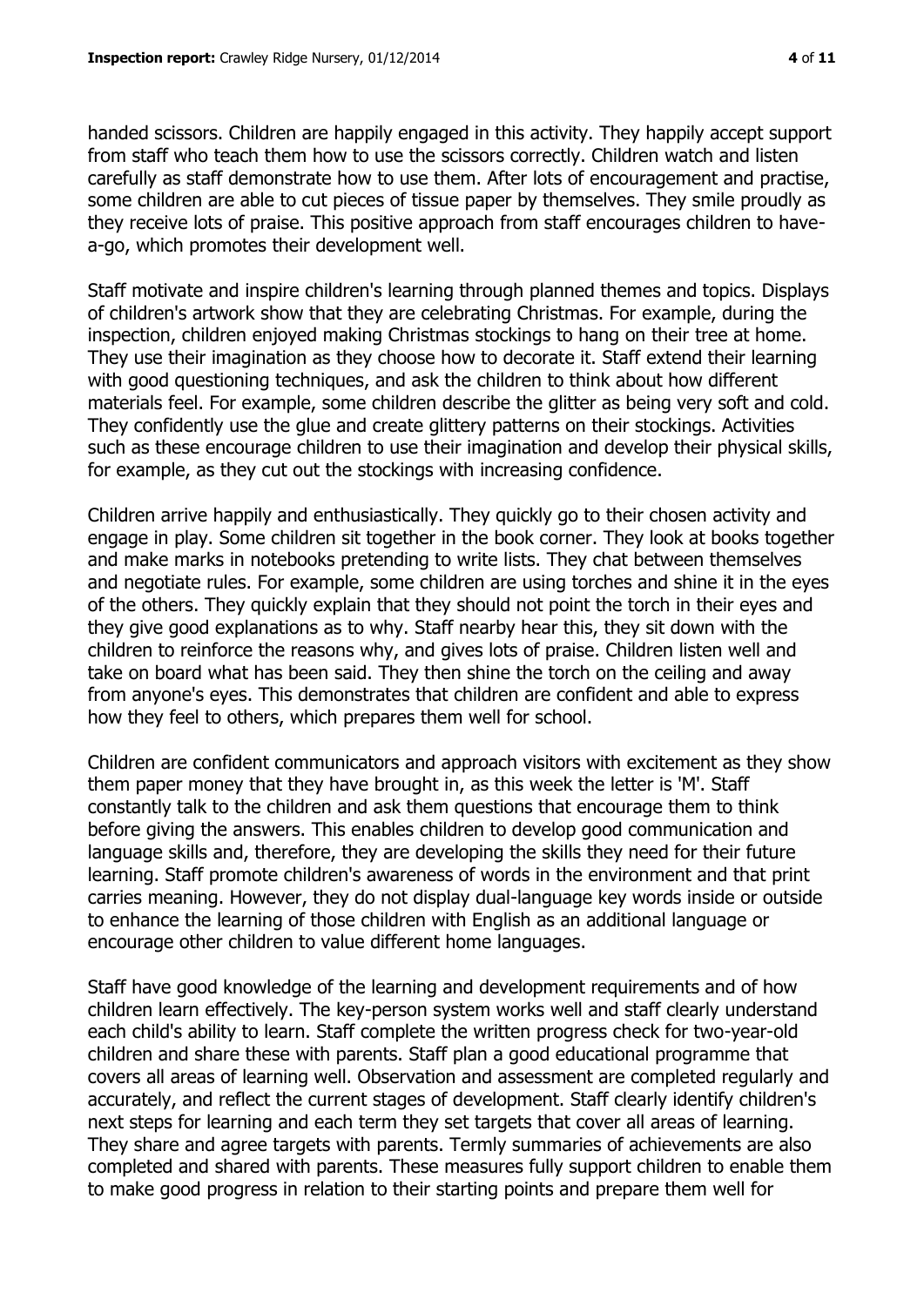handed scissors. Children are happily engaged in this activity. They happily accept support from staff who teach them how to use the scissors correctly. Children watch and listen carefully as staff demonstrate how to use them. After lots of encouragement and practise, some children are able to cut pieces of tissue paper by themselves. They smile proudly as they receive lots of praise. This positive approach from staff encourages children to have-a-go, which promotes their development well.

Staff motivate and inspire children's learning through planned themes and topics. Displays of children's artwork show that they are celebrating Christmas. For example, during the inspection, children enjoyed making Christmas stockings to hang on their tree at home. They use their imagination as they choose how to decorate it. Staff extend their learning with good questioning techniques, and ask the children to think about how different materials feel. For example, some children describe the glitter as being very soft and cold. They confidently use the glue and create glittery patterns on their stockings. Activities such as these encourage children to use their imagination and develop their physical skills, for example, as they cut out the stockings with increasing confidence.

Children arrive happily and enthusiastically. They quickly go to their chosen activity and engage in play. Some children sit together in the book corner. They look at books together and make marks in notebooks pretending to write lists. They chat between themselves and negotiate rules. For example, some children are using torches and shine it in the eyes of the others. They quickly explain that they should not point the torch in their eyes and they give good explanations as to why. Staff nearby hear this, they sit down with the children to reinforce the reasons why, and gives lots of praise. Children listen well and take on board what has been said. They then shine the torch on the ceiling and away from anyone's eyes. This demonstrates that children are confident and able to express how they feel to others, which prepares them well for school.

Children are confident communicators and approach visitors with excitement as they show them paper money that they have brought in, as this week the letter is 'M'. Staff constantly talk to the children and ask them questions that encourage them to think before giving the answers. This enables children to develop good communication and language skills and, therefore, they are developing the skills they need for their future learning. Staff promote children's awareness of words in the environment and that print carries meaning. However, they do not display dual-language key words inside or outside to enhance the learning of those children with English as an additional language or encourage other children to value different home languages.

Staff have good knowledge of the learning and development requirements and of how children learn effectively. The key-person system works well and staff clearly understand each child's ability to learn. Staff complete the written progress check for two-year-old children and share these with parents. Staff plan a good educational programme that covers all areas of learning well. Observation and assessment are completed regularly and accurately, and reflect the current stages of development. Staff clearly identify children's next steps for learning and each term they set targets that cover all areas of learning. They share and agree targets with parents. Termly summaries of achievements are also completed and shared with parents. These measures fully support children to enable them to make good progress in relation to their starting points and prepare them well for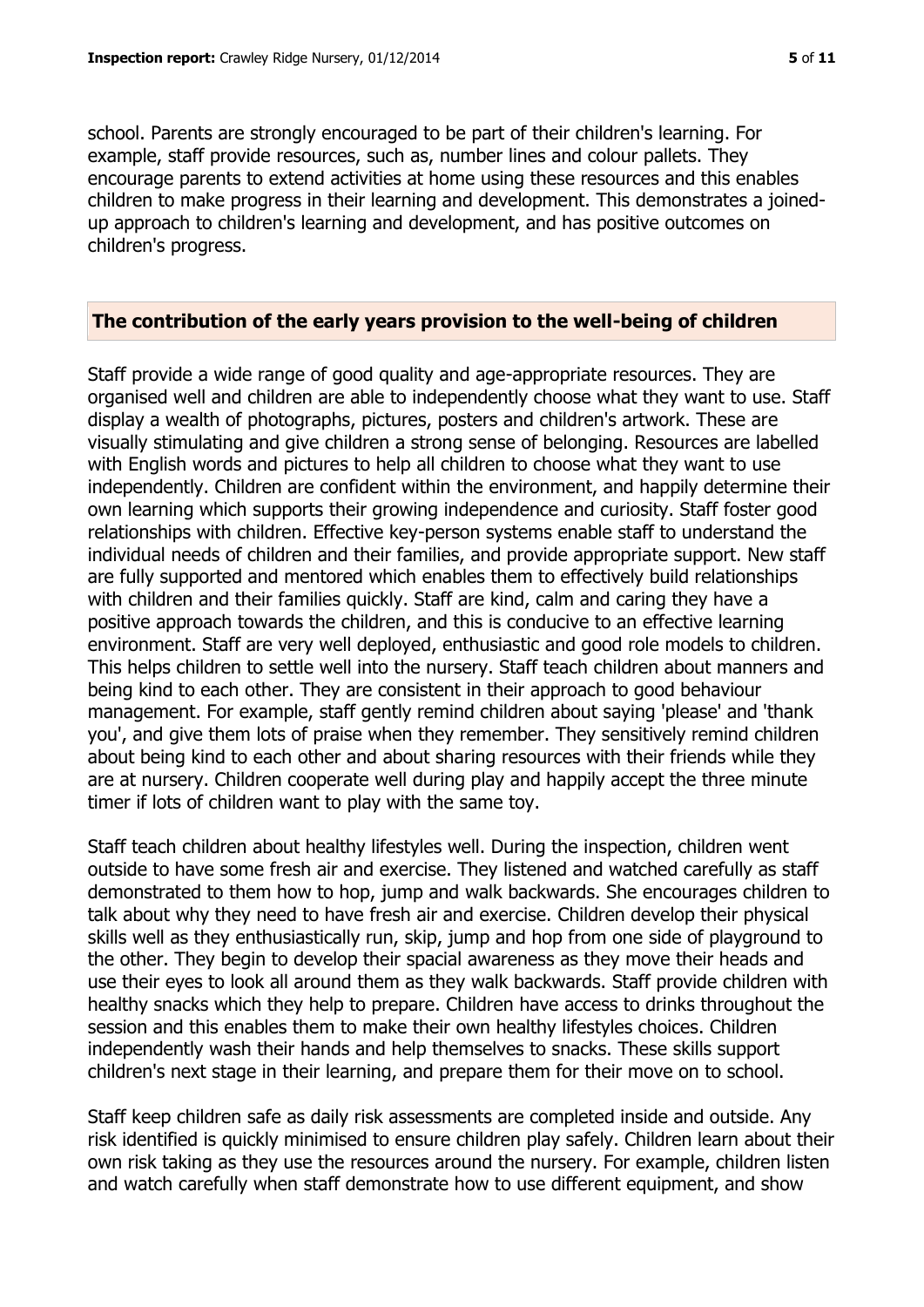school. Parents are strongly encouraged to be part of their children's learning. For example, staff provide resources, such as, number lines and colour pallets. They encourage parents to extend activities at home using these resources and this enables children to make progress in their learning and development. This demonstrates a joined-up approach to children's learning and development, and has positive outcomes on children's progress.

## The contribution of the early years provision to the well-being of children

Staff provide a wide range of good quality and age-appropriate resources. They are organised well and children are able to independently choose what they want to use. Staff display a wealth of photographs, pictures, posters and children's artwork. These are visually stimulating and give children a strong sense of belonging. Resources are labelled with English words and pictures to help all children to choose what they want to use independently. Children are confident within the environment, and happily determine their own learning which supports their growing independence and curiosity. Staff foster good relationships with children. Effective key-person systems enable staff to understand the individual needs of children and their families, and provide appropriate support. New staff are fully supported and mentored which enables them to effectively build relationships with children and their families quickly. Staff are kind, calm and caring they have a positive approach towards the children, and this is conducive to an effective learning environment. Staff are very well deployed, enthusiastic and good role models to children. This helps children to settle well into the nursery. Staff teach children about manners and being kind to each other. They are consistent in their approach to good behaviour management. For example, staff gently remind children about saying 'please' and 'thank you', and give them lots of praise when they remember. They sensitively remind children about being kind to each other and about sharing resources with their friends while they are at nursery. Children cooperate well during play and happily accept the three minute timer if lots of children want to play with the same toy.

Staff teach children about healthy lifestyles well. During the inspection, children went outside to have some fresh air and exercise. They listened and watched carefully as staff demonstrated to them how to hop, jump and walk backwards. She encourages children to talk about why they need to have fresh air and exercise. Children develop their physical skills well as they enthusiastically run, skip, jump and hop from one side of playground to the other. They begin to develop their spacial awareness as they move their heads and use their eyes to look all around them as they walk backwards. Staff provide children with healthy snacks which they help to prepare. Children have access to drinks throughout the session and this enables them to make their own healthy lifestyles choices. Children independently wash their hands and help themselves to snacks. These skills support children's next stage in their learning, and prepare them for their move on to school.

Staff keep children safe as daily risk assessments are completed inside and outside. Any risk identified is quickly minimised to ensure children play safely. Children learn about their own risk taking as they use the resources around the nursery. For example, children listen and watch carefully when staff demonstrate how to use different equipment, and show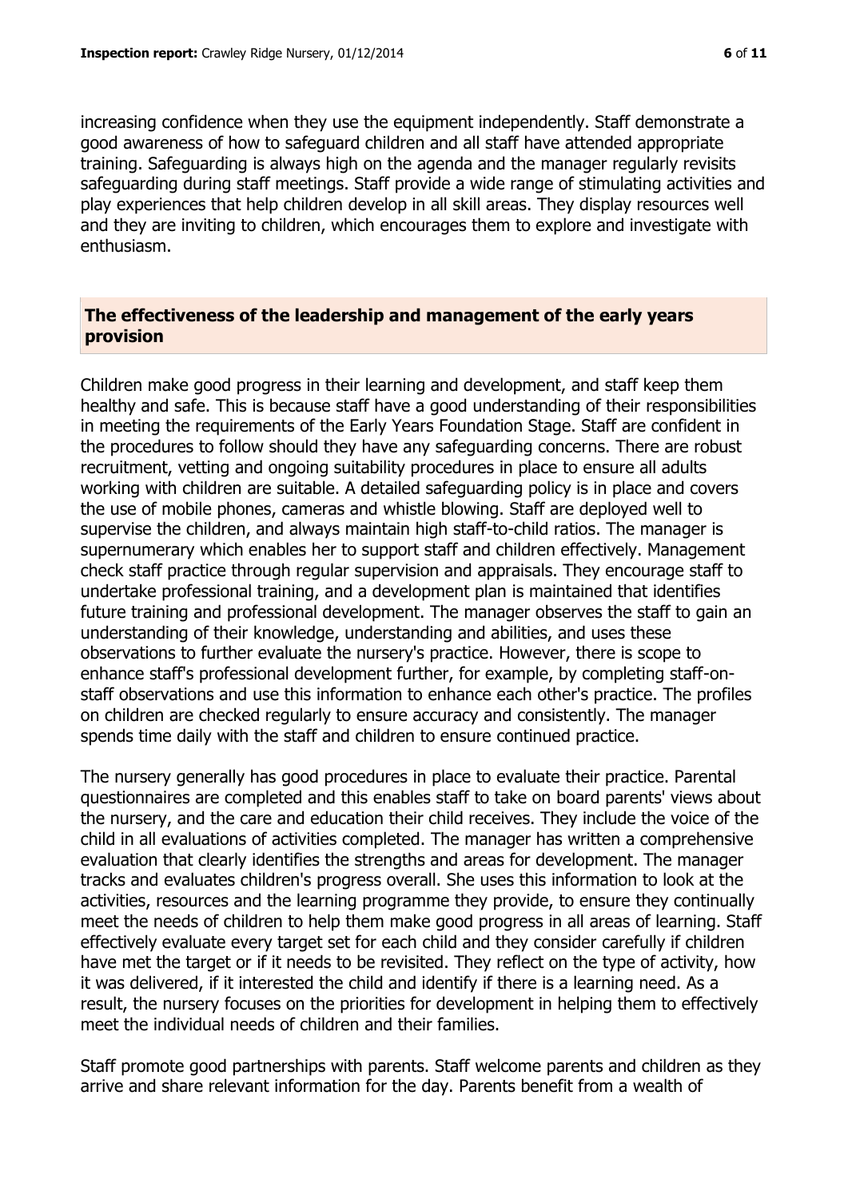increasing confidence when they use the equipment independently. Staff demonstrate a good awareness of how to safeguard children and all staff have attended appropriate training. Safeguarding is always high on the agenda and the manager regularly revisits safeguarding during staff meetings. Staff provide a wide range of stimulating activities and play experiences that help children develop in all skill areas. They display resources well and they are inviting to children, which encourages them to explore and investigate with enthusiasm.

## The effectiveness of the leadership and management of the early years provision

Children make good progress in their learning and development, and staff keep them healthy and safe. This is because staff have a good understanding of their responsibilities in meeting the requirements of the Early Years Foundation Stage. Staff are confident in the procedures to follow should they have any safeguarding concerns. There are robust recruitment, vetting and ongoing suitability procedures in place to ensure all adults working with children are suitable. A detailed safeguarding policy is in place and covers the use of mobile phones, cameras and whistle blowing. Staff are deployed well to supervise the children, and always maintain high staff-to-child ratios. The manager is supernumerary which enables her to support staff and children effectively. Management check staff practice through regular supervision and appraisals. They encourage staff to undertake professional training, and a development plan is maintained that identifies future training and professional development. The manager observes the staff to gain an understanding of their knowledge, understanding and abilities, and uses these observations to further evaluate the nursery's practice. However, there is scope to enhance staff's professional development further, for example, by completing staff-on-staff observations and use this information to enhance each other's practice. The profiles on children are checked regularly to ensure accuracy and consistently. The manager spends time daily with the staff and children to ensure continued practice.

The nursery generally has good procedures in place to evaluate their practice. Parental questionnaires are completed and this enables staff to take on board parents' views about the nursery, and the care and education their child receives. They include the voice of the child in all evaluations of activities completed. The manager has written a comprehensive evaluation that clearly identifies the strengths and areas for development. The manager tracks and evaluates children's progress overall. She uses this information to look at the activities, resources and the learning programme they provide, to ensure they continually meet the needs of children to help them make good progress in all areas of learning. Staff effectively evaluate every target set for each child and they consider carefully if children have met the target or if it needs to be revisited. They reflect on the type of activity, how it was delivered, if it interested the child and identify if there is a learning need. As a result, the nursery focuses on the priorities for development in helping them to effectively meet the individual needs of children and their families.

Staff promote good partnerships with parents. Staff welcome parents and children as they arrive and share relevant information for the day. Parents benefit from a wealth of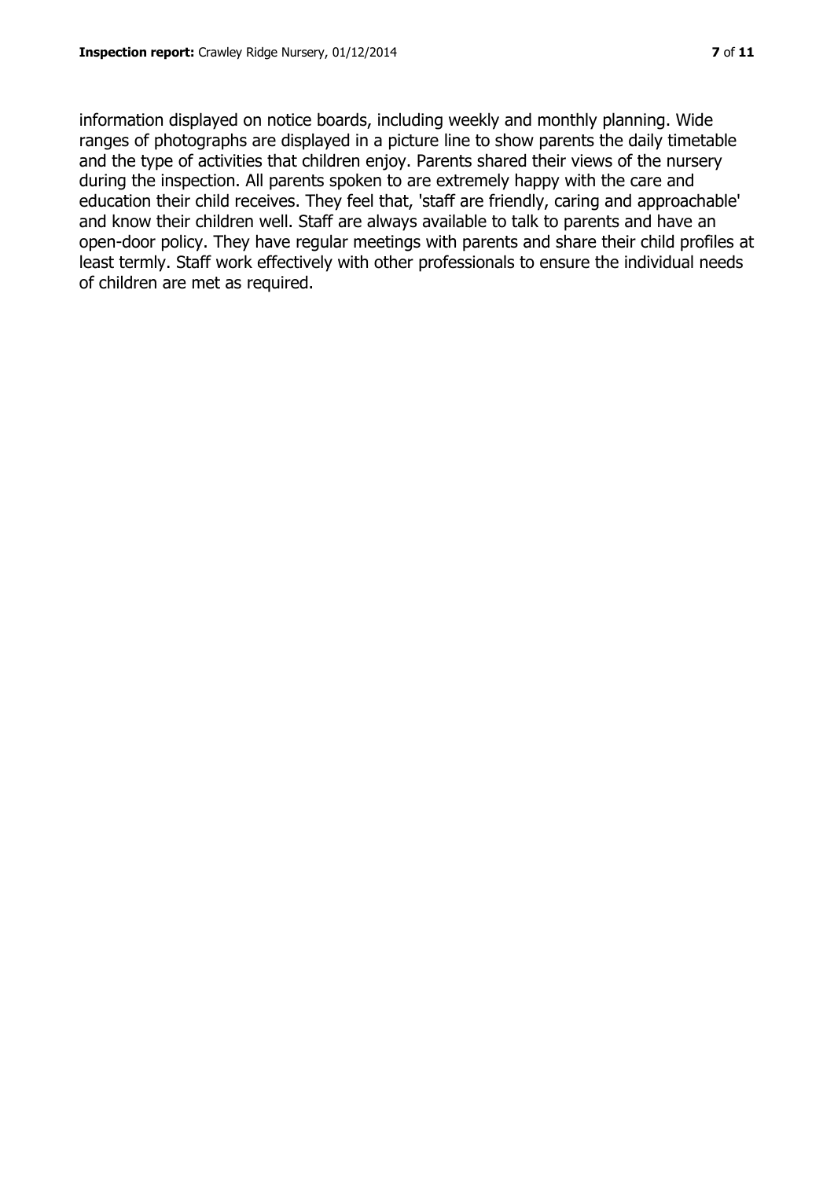information displayed on notice boards, including weekly and monthly planning. Wide ranges of photographs are displayed in a picture line to show parents the daily timetable and the type of activities that children enjoy. Parents shared their views of the nursery during the inspection. All parents spoken to are extremely happy with the care and education their child receives. They feel that, 'staff are friendly, caring and approachable' and know their children well. Staff are always available to talk to parents and have an open-door policy. They have regular meetings with parents and share their child profiles at least termly. Staff work effectively with other professionals to ensure the individual needs of children are met as required.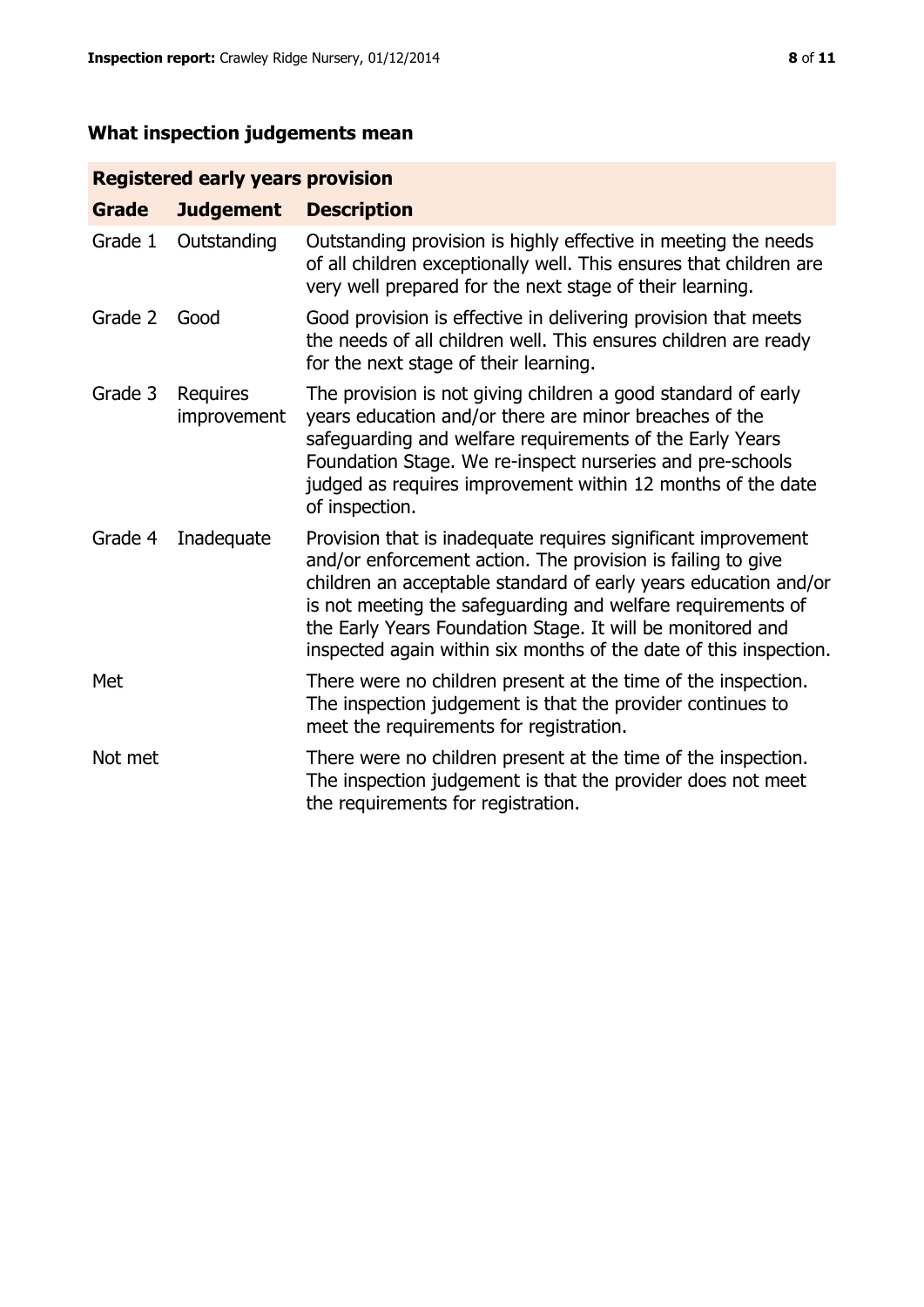## What inspection judgements mean

| Registered early years provision | | |
|---|---|---|
| **Grade** | **Judgement** | **Description** |
| Grade 1 | Outstanding | Outstanding provision is highly effective in meeting the needs of all children exceptionally well. This ensures that children are very well prepared for the next stage of their learning. |
| Grade 2 | Good | Good provision is effective in delivering provision that meets the needs of all children well. This ensures children are ready for the next stage of their learning. |
| Grade 3 | Requires improvement | The provision is not giving children a good standard of early years education and/or there are minor breaches of the safeguarding and welfare requirements of the Early Years Foundation Stage. We re-inspect nurseries and pre-schools judged as requires improvement within 12 months of the date of inspection. |
| Grade 4 | Inadequate | Provision that is inadequate requires significant improvement and/or enforcement action. The provision is failing to give children an acceptable standard of early years education and/or is not meeting the safeguarding and welfare requirements of the Early Years Foundation Stage. It will be monitored and inspected again within six months of the date of this inspection. |
| Met | | There were no children present at the time of the inspection. The inspection judgement is that the provider continues to meet the requirements for registration. |
| Not met | | There were no children present at the time of the inspection. The inspection judgement is that the provider does not meet the requirements for registration. |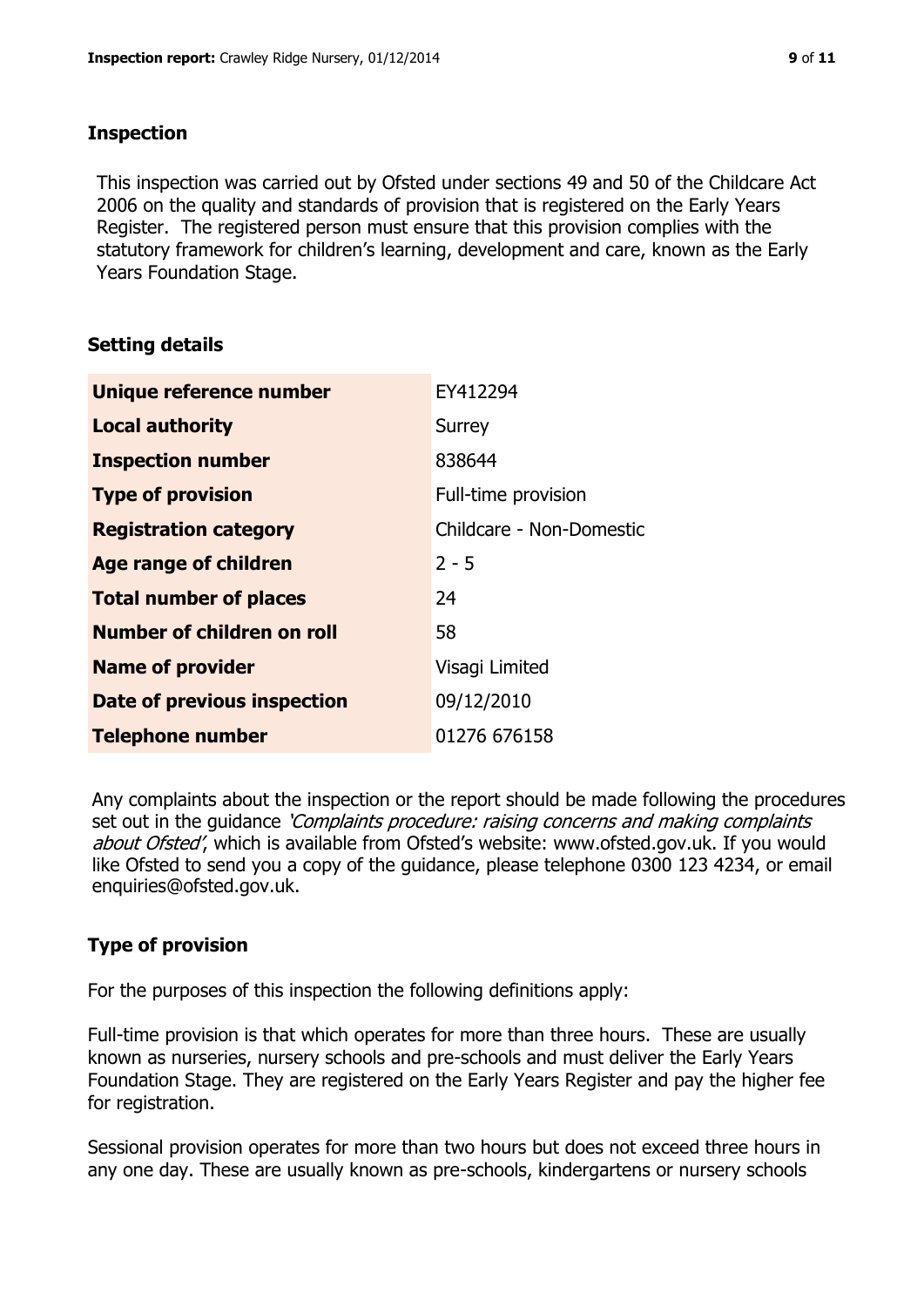## Inspection

This inspection was carried out by Ofsted under sections 49 and 50 of the Childcare Act 2006 on the quality and standards of provision that is registered on the Early Years Register. The registered person must ensure that this provision complies with the statutory framework for children's learning, development and care, known as the Early Years Foundation Stage.

## Setting details

| | |
|---|---|
| **Unique reference number** | EY412294 |
| **Local authority** | Surrey |
| **Inspection number** | 838644 |
| **Type of provision** | Full-time provision |
| **Registration category** | Childcare - Non-Domestic |
| **Age range of children** | 2 - 5 |
| **Total number of places** | 24 |
| **Number of children on roll** | 58 |
| **Name of provider** | Visagi Limited |
| **Date of previous inspection** | 09/12/2010 |
| **Telephone number** | 01276 676158 |

Any complaints about the inspection or the report should be made following the procedures set out in the guidance *'Complaints procedure: raising concerns and making complaints about Ofsted'*, which is available from Ofsted's website: www.ofsted.gov.uk. If you would like Ofsted to send you a copy of the guidance, please telephone 0300 123 4234, or email enquiries@ofsted.gov.uk.

## Type of provision

For the purposes of this inspection the following definitions apply:

Full-time provision is that which operates for more than three hours. These are usually known as nurseries, nursery schools and pre-schools and must deliver the Early Years Foundation Stage. They are registered on the Early Years Register and pay the higher fee for registration.

Sessional provision operates for more than two hours but does not exceed three hours in any one day. These are usually known as pre-schools, kindergartens or nursery schools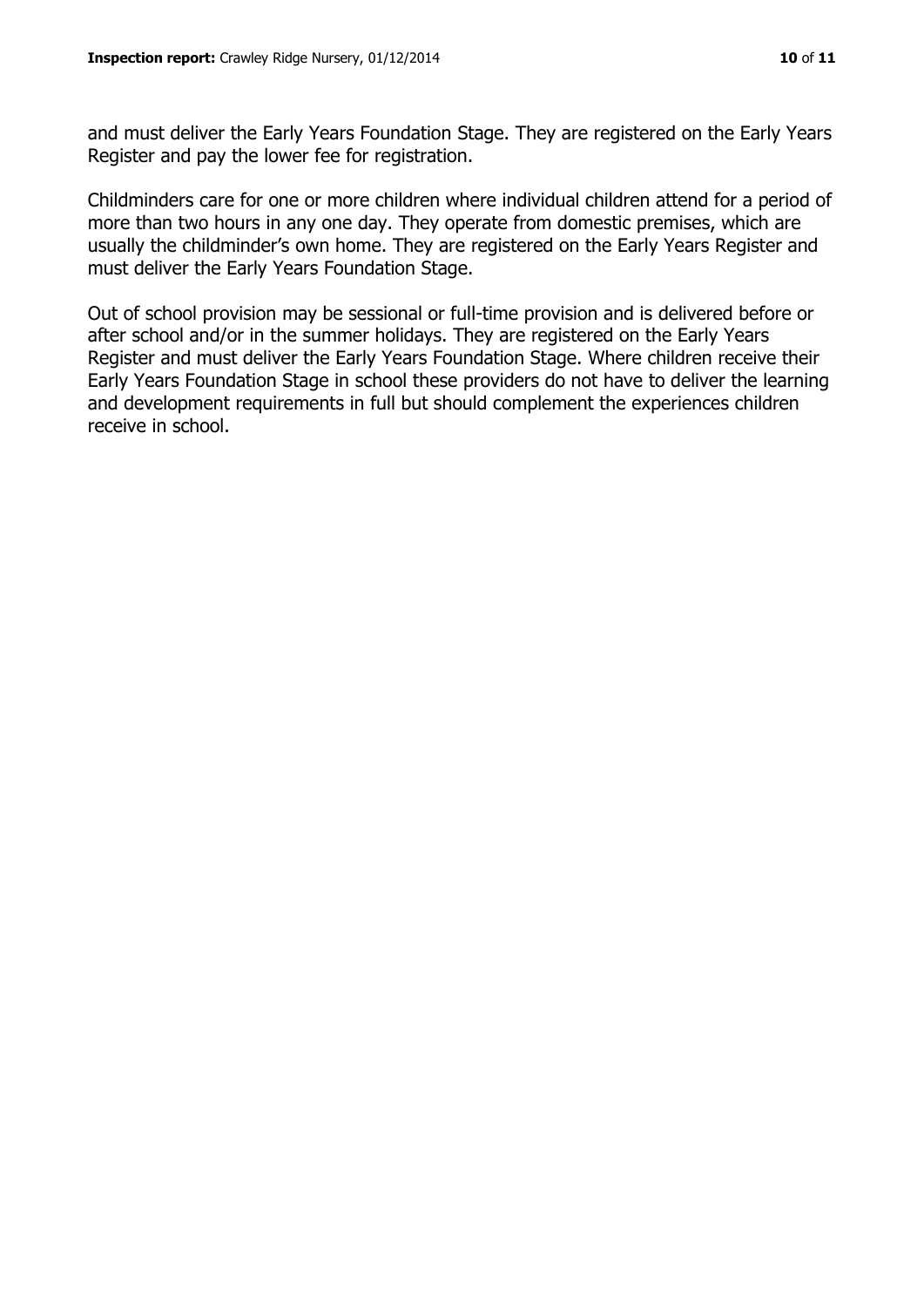and must deliver the Early Years Foundation Stage. They are registered on the Early Years Register and pay the lower fee for registration.

Childminders care for one or more children where individual children attend for a period of more than two hours in any one day. They operate from domestic premises, which are usually the childminder's own home. They are registered on the Early Years Register and must deliver the Early Years Foundation Stage.

Out of school provision may be sessional or full-time provision and is delivered before or after school and/or in the summer holidays. They are registered on the Early Years Register and must deliver the Early Years Foundation Stage. Where children receive their Early Years Foundation Stage in school these providers do not have to deliver the learning and development requirements in full but should complement the experiences children receive in school.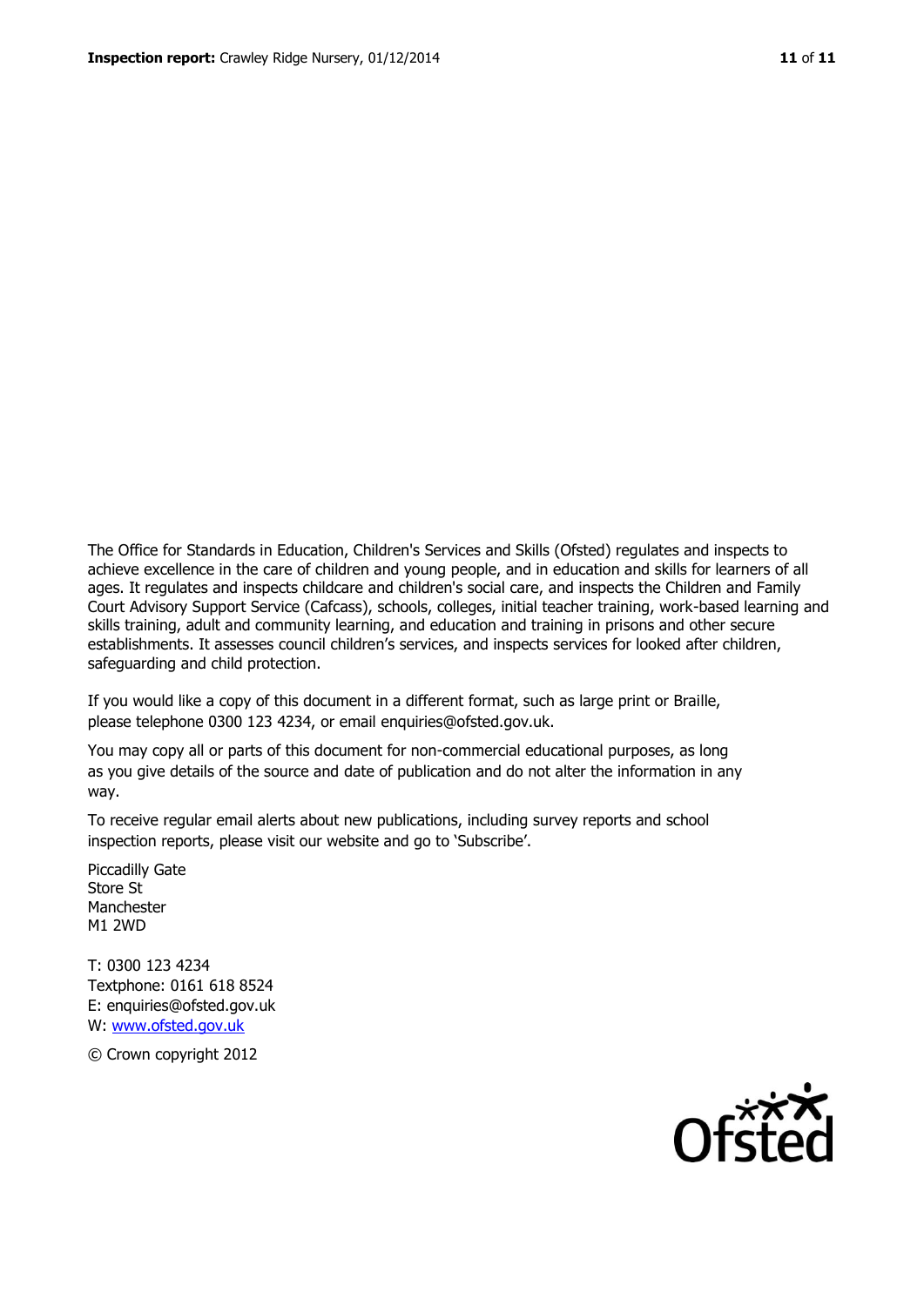The Office for Standards in Education, Children's Services and Skills (Ofsted) regulates and inspects to achieve excellence in the care of children and young people, and in education and skills for learners of all ages. It regulates and inspects childcare and children's social care, and inspects the Children and Family Court Advisory Support Service (Cafcass), schools, colleges, initial teacher training, work-based learning and skills training, adult and community learning, and education and training in prisons and other secure establishments. It assesses council children's services, and inspects services for looked after children, safeguarding and child protection.

If you would like a copy of this document in a different format, such as large print or Braille, please telephone 0300 123 4234, or email enquiries@ofsted.gov.uk.

You may copy all or parts of this document for non-commercial educational purposes, as long as you give details of the source and date of publication and do not alter the information in any way.

To receive regular email alerts about new publications, including survey reports and school inspection reports, please visit our website and go to 'Subscribe'.

Piccadilly Gate
Store St
Manchester
M1 2WD

T: 0300 123 4234
Textphone: 0161 618 8524
E: enquiries@ofsted.gov.uk
W: www.ofsted.gov.uk

© Crown copyright 2012

Ofsted